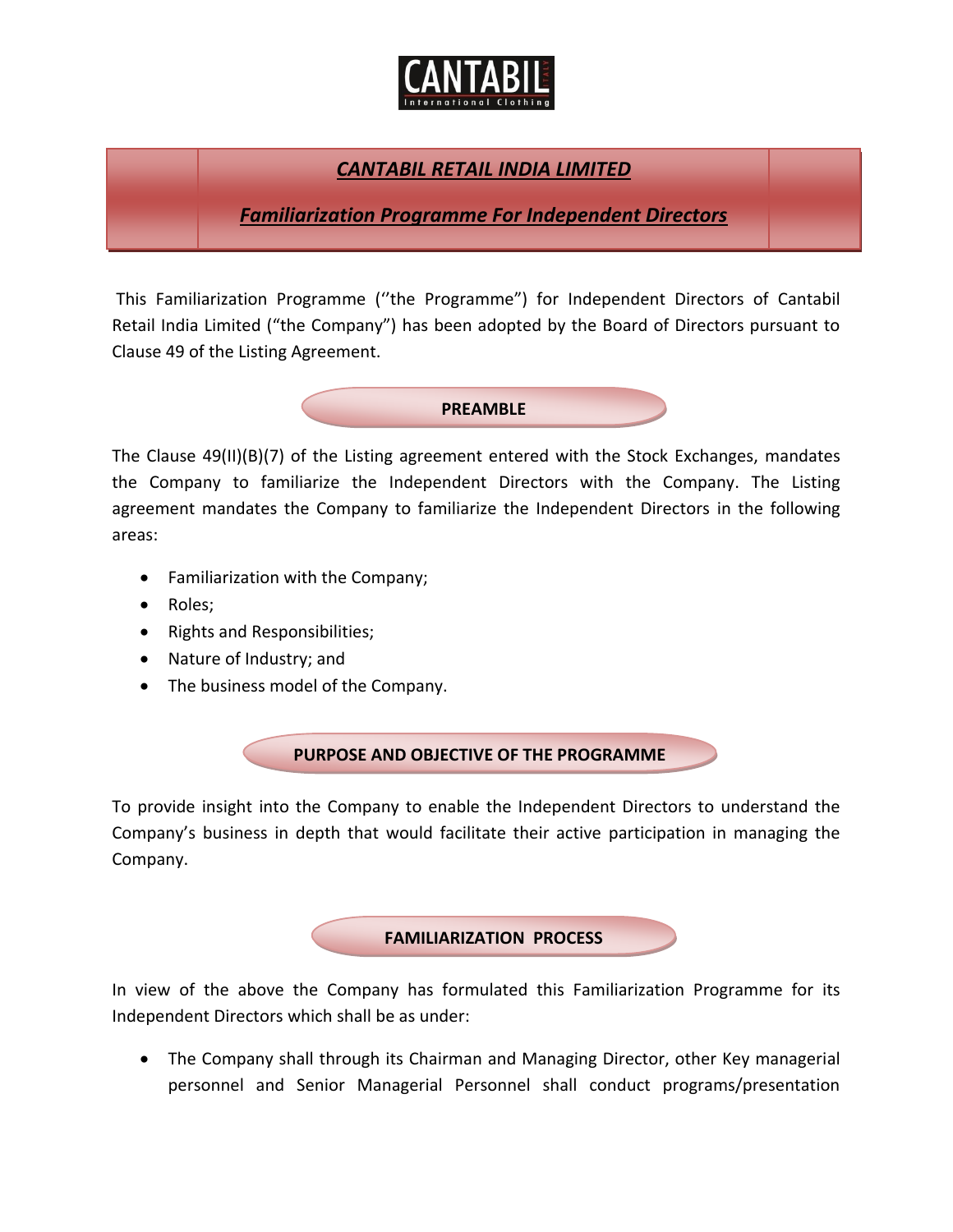# *CANTABIL RETAIL INDIA LIMITED*

## *Familiarization Programme For Independent Directors*

This Familiarization Programme (''the Programme") for Independent Directors of Cantabil Retail India Limited ("the Company") has been adopted by the Board of Directors pursuant to Clause 49 of the Listing Agreement.

### PREAMBLE

The Clause 49(II)(B)(7) of the Listing agreement entered with the Stock Exchanges, mandates the Company to familiarize the Independent Directors with the Company. The Listing agreement mandates the Company to familiarize the Independent Directors in the following areas:

- Familiarization with the Company;
- Roles;
- Rights and Responsibilities;
- Nature of Industry; and
- The business model of the Company.

### PURPOSE AND OBJECTIVE OF THE PROGRAMME

To provide insight into the Company to enable the Independent Directors to understand the Company's business in depth that would facilitate their active participation in managing the Company.

### FAMILIARIZATION PROCESS

In view of the above the Company has formulated this Familiarization Programme for its Independent Directors which shall be as under:

- The Company shall through its Chairman and Managing Director, other Key managerial personnel and Senior Managerial Personnel shall conduct programs/presentation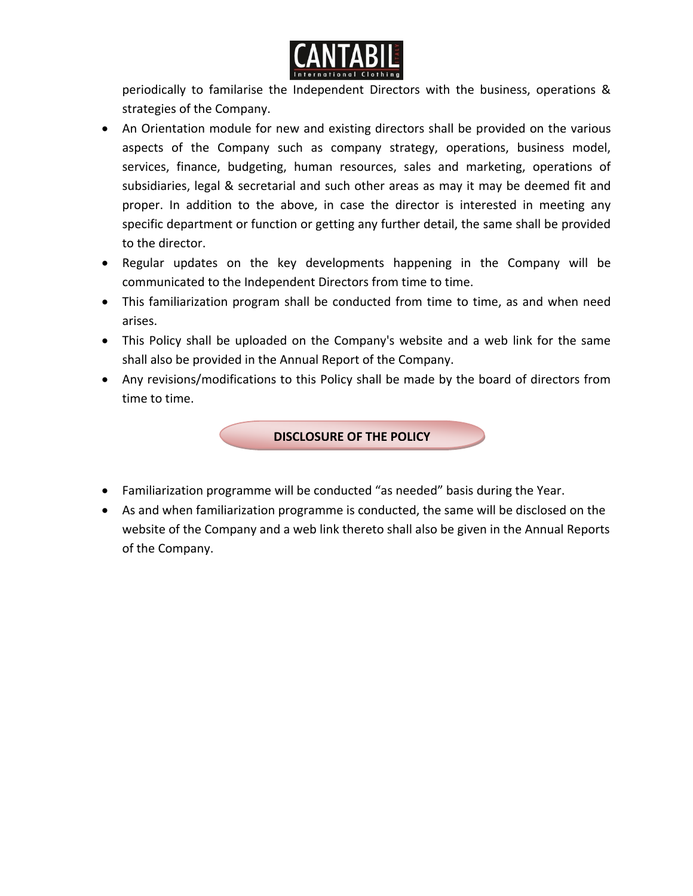periodically to familarise the Independent Directors with the business, operations & strategies of the Company.

- An Orientation module for new and existing directors shall be provided on the various aspects of the Company such as company strategy, operations, business model, services, finance, budgeting, human resources, sales and marketing, operations of subsidiaries, legal & secretarial and such other areas as may it may be deemed fit and proper. In addition to the above, in case the director is interested in meeting any specific department or function or getting any further detail, the same shall be provided to the director.
- Regular updates on the key developments happening in the Company will be communicated to the Independent Directors from time to time.
- This familiarization program shall be conducted from time to time, as and when need arises.
- This Policy shall be uploaded on the Company's website and a web link for the same shall also be provided in the Annual Report of the Company.
- Any revisions/modifications to this Policy shall be made by the board of directors from time to time.

## DISCLOSURE OF THE POLICY

- Familiarization programme will be conducted "as needed" basis during the Year.
- As and when familiarization programme is conducted, the same will be disclosed on the website of the Company and a web link thereto shall also be given in the Annual Reports of the Company.